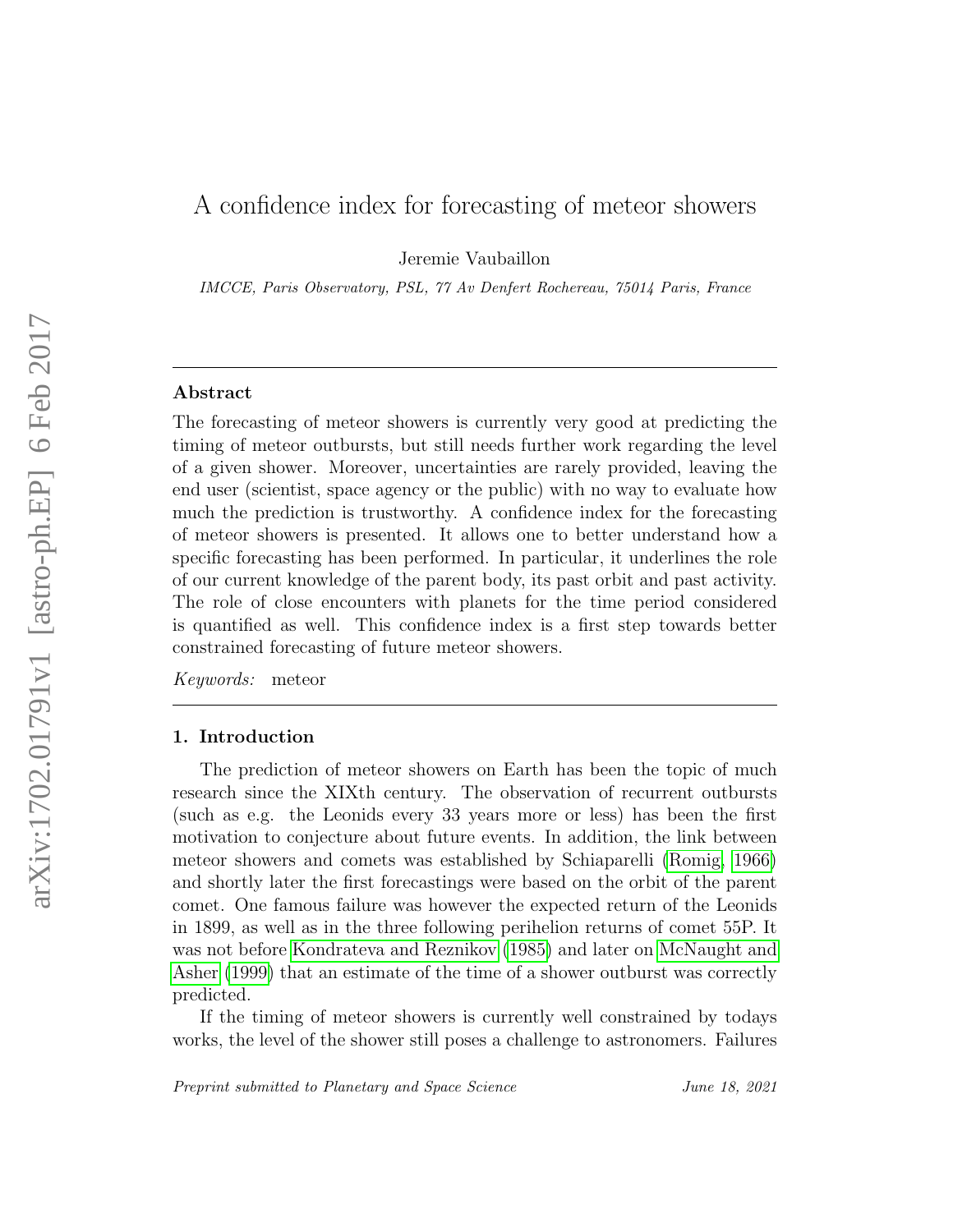# A confidence index for forecasting of meteor showers

Jeremie Vaubaillon

*IMCCE, Paris Observatory, PSL, 77 Av Denfert Rochereau, 75014 Paris, France*

## Abstract

The forecasting of meteor showers is currently very good at predicting the timing of meteor outbursts, but still needs further work regarding the level of a given shower. Moreover, uncertainties are rarely provided, leaving the end user (scientist, space agency or the public) with no way to evaluate how much the prediction is trustworthy. A confidence index for the forecasting of meteor showers is presented. It allows one to better understand how a specific forecasting has been performed. In particular, it underlines the role of our current knowledge of the parent body, its past orbit and past activity. The role of close encounters with planets for the time period considered is quantified as well. This confidence index is a first step towards better constrained forecasting of future meteor showers.

*Keywords:* meteor

## 1. Introduction

The prediction of meteor showers on Earth has been the topic of much research since the XIXth century. The observation of recurrent outbursts (such as e.g. the Leonids every 33 years more or less) has been the first motivation to conjecture about future events. In addition, the link between meteor showers and comets was established by Schiaparelli (Romig, 1966) and shortly later the first forecastings were based on the orbit of the parent comet. One famous failure was however the expected return of the Leonids in 1899, as well as in the three following perihelion returns of comet 55P. It was not before Kondrateva and Reznikov (1985) and later on McNaught and Asher (1999) that an estimate of the time of a shower outburst was correctly predicted.

If the timing of meteor showers is currently well constrained by todays works, the level of the shower still poses a challenge to astronomers. Failures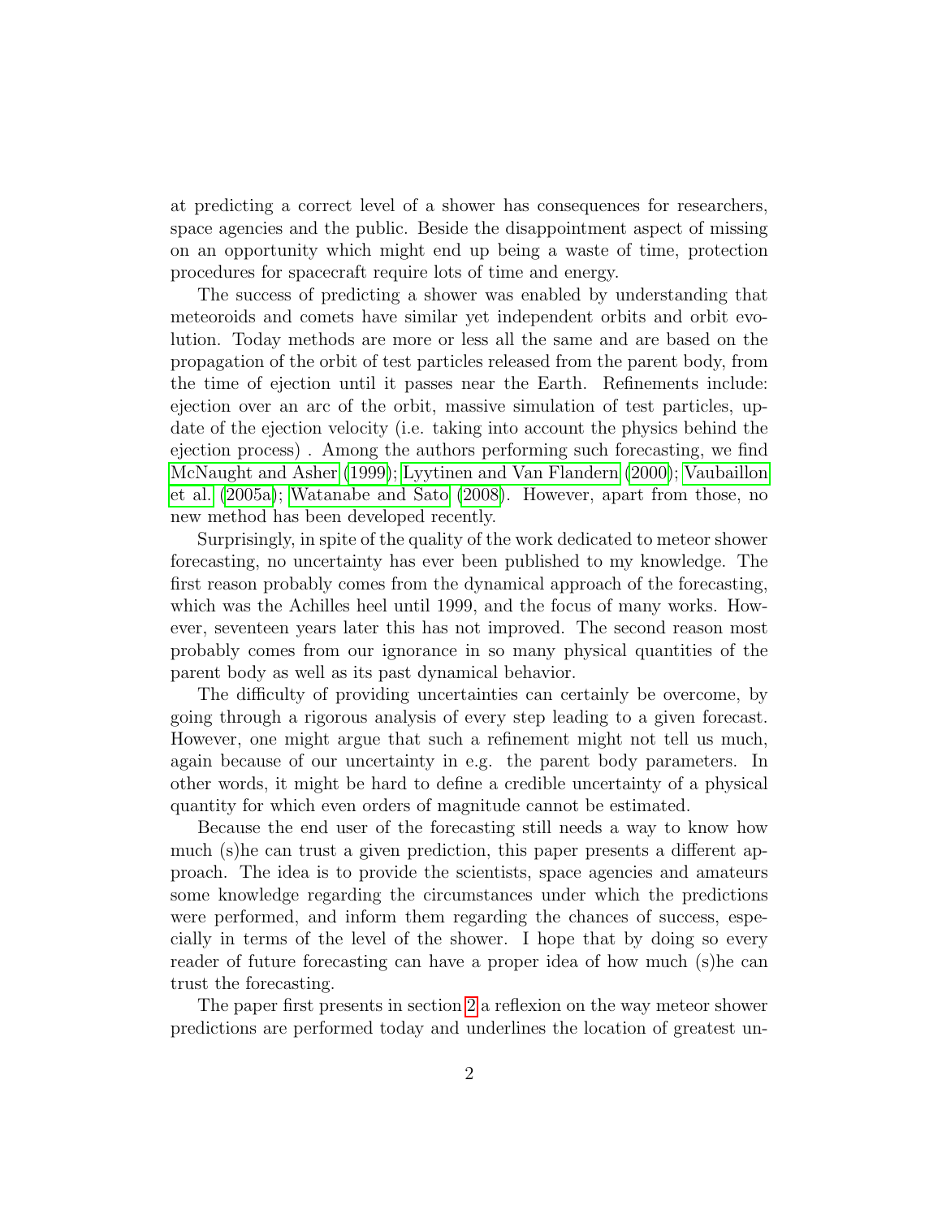at predicting a correct level of a shower has consequences for researchers, space agencies and the public. Beside the disappointment aspect of missing on an opportunity which might end up being a waste of time, protection procedures for spacecraft require lots of time and energy.

The success of predicting a shower was enabled by understanding that meteoroids and comets have similar yet independent orbits and orbit evolution. Today methods are more or less all the same and are based on the propagation of the orbit of test particles released from the parent body, from the time of ejection until it passes near the Earth. Refinements include: ejection over an arc of the orbit, massive simulation of test particles, update of the ejection velocity (i.e. taking into account the physics behind the ejection process) . Among the authors performing such forecasting, we find McNaught and Asher (1999); Lyytinen and Van Flandern (2000); Vaubaillon et al. (2005a); Watanabe and Sato (2008). However, apart from those, no new method has been developed recently.

Surprisingly, in spite of the quality of the work dedicated to meteor shower forecasting, no uncertainty has ever been published to my knowledge. The first reason probably comes from the dynamical approach of the forecasting, which was the Achilles heel until 1999, and the focus of many works. However, seventeen years later this has not improved. The second reason most probably comes from our ignorance in so many physical quantities of the parent body as well as its past dynamical behavior.

The difficulty of providing uncertainties can certainly be overcome, by going through a rigorous analysis of every step leading to a given forecast. However, one might argue that such a refinement might not tell us much, again because of our uncertainty in e.g. the parent body parameters. In other words, it might be hard to define a credible uncertainty of a physical quantity for which even orders of magnitude cannot be estimated.

Because the end user of the forecasting still needs a way to know how much (s)he can trust a given prediction, this paper presents a different approach. The idea is to provide the scientists, space agencies and amateurs some knowledge regarding the circumstances under which the predictions were performed, and inform them regarding the chances of success, especially in terms of the level of the shower. I hope that by doing so every reader of future forecasting can have a proper idea of how much (s)he can trust the forecasting.

The paper first presents in section 2 a reflexion on the way meteor shower predictions are performed today and underlines the location of greatest un-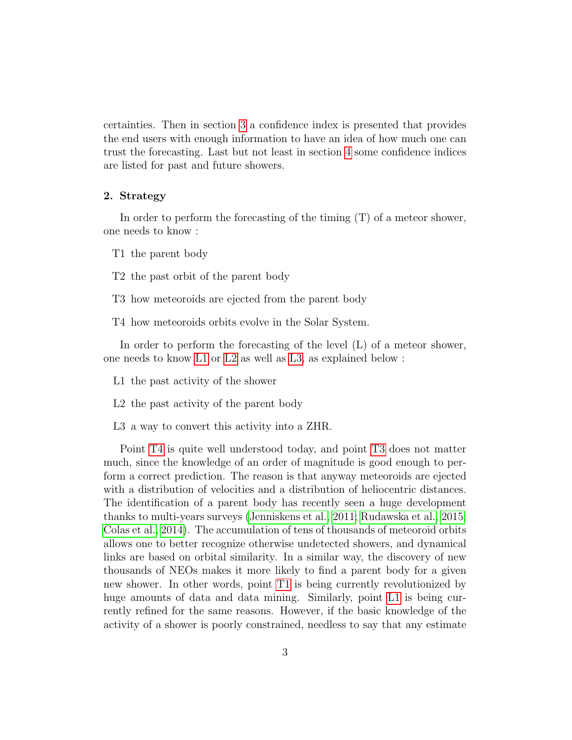certainties. Then in section 3 a confidence index is presented that provides the end users with enough information to have an idea of how much one can trust the forecasting. Last but not least in section 4 some confidence indices are listed for past and future showers.

## 2. Strategy

In order to perform the forecasting of the timing (T) of a meteor shower, one needs to know :

- T1 the parent body
- T2 the past orbit of the parent body
- T3 how meteoroids are ejected from the parent body
- T4 how meteoroids orbits evolve in the Solar System.

In order to perform the forecasting of the level (L) of a meteor shower, one needs to know L1 or L2 as well as L3, as explained below :

- L1 the past activity of the shower
- L2 the past activity of the parent body
- L3 a way to convert this activity into a ZHR.

Point T4 is quite well understood today, and point T3 does not matter much, since the knowledge of an order of magnitude is good enough to perform a correct prediction. The reason is that anyway meteoroids are ejected with a distribution of velocities and a distribution of heliocentric distances. The identification of a parent body has recently seen a huge development thanks to multi-years surveys (Jenniskens et al., 2011; Rudawska et al., 2015; Colas et al., 2014). The accumulation of tens of thousands of meteoroid orbits allows one to better recognize otherwise undetected showers, and dynamical links are based on orbital similarity. In a similar way, the discovery of new thousands of NEOs makes it more likely to find a parent body for a given new shower. In other words, point T1 is being currently revolutionized by huge amounts of data and data mining. Similarly, point L1 is being currently refined for the same reasons. However, if the basic knowledge of the activity of a shower is poorly constrained, needless to say that any estimate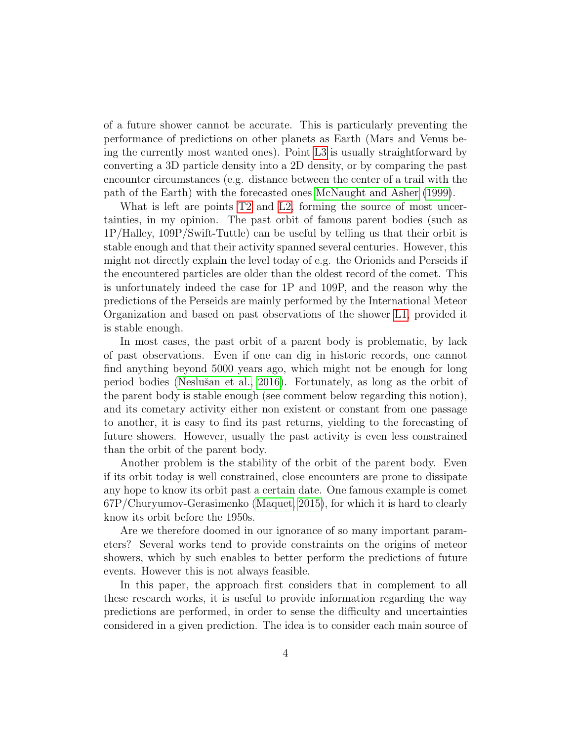of a future shower cannot be accurate. This is particularly preventing the performance of predictions on other planets as Earth (Mars and Venus being the currently most wanted ones). Point L3 is usually straightforward by converting a 3D particle density into a 2D density, or by comparing the past encounter circumstances (e.g. distance between the center of a trail with the path of the Earth) with the forecasted ones McNaught and Asher (1999).

What is left are points T2 and L2, forming the source of most uncertainties, in my opinion. The past orbit of famous parent bodies (such as 1P/Halley, 109P/Swift-Tuttle) can be useful by telling us that their orbit is stable enough and that their activity spanned several centuries. However, this might not directly explain the level today of e.g. the Orionids and Perseids if the encountered particles are older than the oldest record of the comet. This is unfortunately indeed the case for 1P and 109P, and the reason why the predictions of the Perseids are mainly performed by the International Meteor Organization and based on past observations of the shower L1, provided it is stable enough.

In most cases, the past orbit of a parent body is problematic, by lack of past observations. Even if one can dig in historic records, one cannot find anything beyond 5000 years ago, which might not be enough for long period bodies (Neslušan et al., 2016). Fortunately, as long as the orbit of the parent body is stable enough (see comment below regarding this notion), and its cometary activity either non existent or constant from one passage to another, it is easy to find its past returns, yielding to the forecasting of future showers. However, usually the past activity is even less constrained than the orbit of the parent body.

Another problem is the stability of the orbit of the parent body. Even if its orbit today is well constrained, close encounters are prone to dissipate any hope to know its orbit past a certain date. One famous example is comet 67P/Churyumov-Gerasimenko (Maquet, 2015), for which it is hard to clearly know its orbit before the 1950s.

Are we therefore doomed in our ignorance of so many important parameters? Several works tend to provide constraints on the origins of meteor showers, which by such enables to better perform the predictions of future events. However this is not always feasible.

In this paper, the approach first considers that in complement to all these research works, it is useful to provide information regarding the way predictions are performed, in order to sense the difficulty and uncertainties considered in a given prediction. The idea is to consider each main source of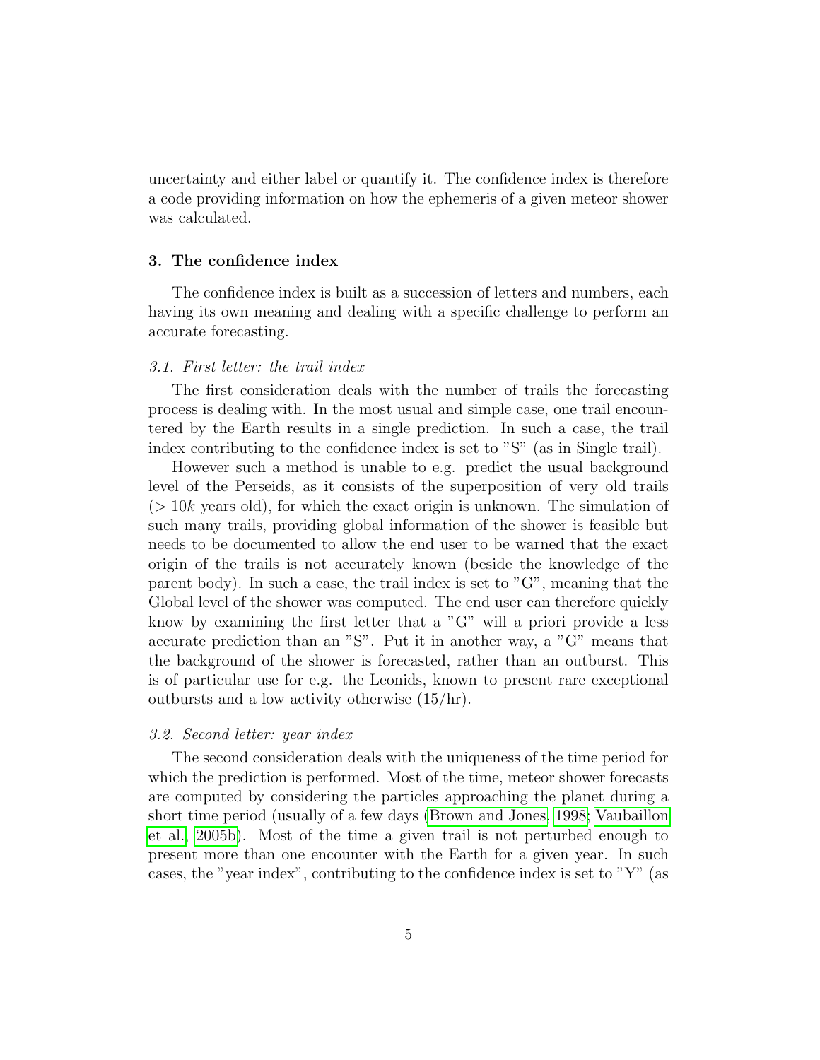uncertainty and either label or quantify it. The confidence index is therefore a code providing information on how the ephemeris of a given meteor shower was calculated.

## 3. The confidence index

The confidence index is built as a succession of letters and numbers, each having its own meaning and dealing with a specific challenge to perform an accurate forecasting.

### *3.1. First letter: the trail index*

The first consideration deals with the number of trails the forecasting process is dealing with. In the most usual and simple case, one trail encountered by the Earth results in a single prediction. In such a case, the trail index contributing to the confidence index is set to "S" (as in Single trail).

However such a method is unable to e.g. predict the usual background level of the Perseids, as it consists of the superposition of very old trails ($> 10k$ years old), for which the exact origin is unknown. The simulation of such many trails, providing global information of the shower is feasible but needs to be documented to allow the end user to be warned that the exact origin of the trails is not accurately known (beside the knowledge of the parent body). In such a case, the trail index is set to "G", meaning that the Global level of the shower was computed. The end user can therefore quickly know by examining the first letter that a "G" will a priori provide a less accurate prediction than an "S". Put it in another way, a "G" means that the background of the shower is forecasted, rather than an outburst. This is of particular use for e.g. the Leonids, known to present rare exceptional outbursts and a low activity otherwise (15/hr).

### *3.2. Second letter: year index*

The second consideration deals with the uniqueness of the time period for which the prediction is performed. Most of the time, meteor shower forecasts are computed by considering the particles approaching the planet during a short time period (usually of a few days (Brown and Jones, 1998; Vaubaillon et al., 2005b). Most of the time a given trail is not perturbed enough to present more than one encounter with the Earth for a given year. In such cases, the "year index", contributing to the confidence index is set to "Y" (as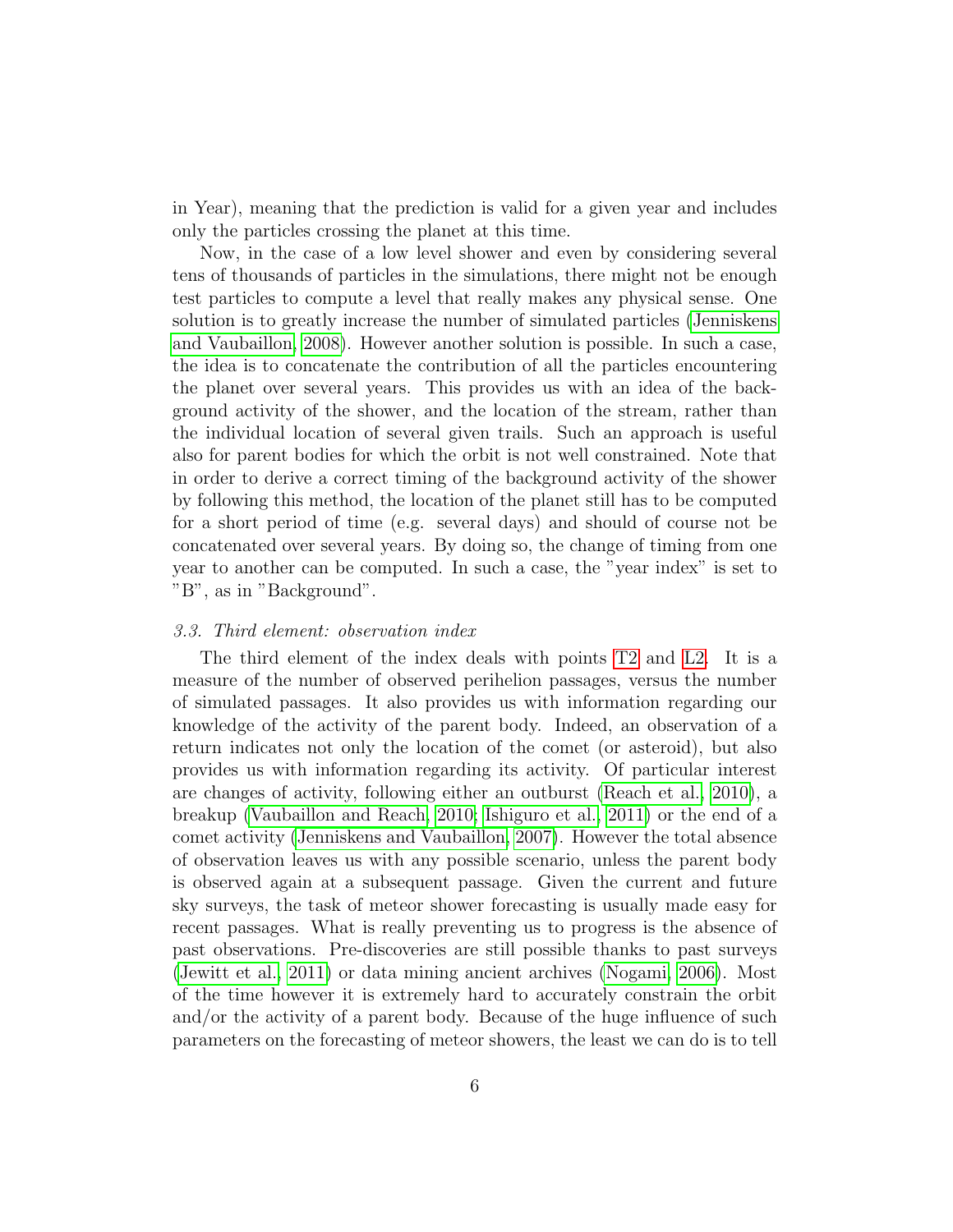in Year), meaning that the prediction is valid for a given year and includes only the particles crossing the planet at this time.

Now, in the case of a low level shower and even by considering several tens of thousands of particles in the simulations, there might not be enough test particles to compute a level that really makes any physical sense. One solution is to greatly increase the number of simulated particles (Jenniskens and Vaubaillon, 2008). However another solution is possible. In such a case, the idea is to concatenate the contribution of all the particles encountering the planet over several years. This provides us with an idea of the background activity of the shower, and the location of the stream, rather than the individual location of several given trails. Such an approach is useful also for parent bodies for which the orbit is not well constrained. Note that in order to derive a correct timing of the background activity of the shower by following this method, the location of the planet still has to be computed for a short period of time (e.g. several days) and should of course not be concatenated over several years. By doing so, the change of timing from one year to another can be computed. In such a case, the "year index" is set to "B", as in "Background".

### *3.3. Third element: observation index*

The third element of the index deals with points T2 and L2. It is a measure of the number of observed perihelion passages, versus the number of simulated passages. It also provides us with information regarding our knowledge of the activity of the parent body. Indeed, an observation of a return indicates not only the location of the comet (or asteroid), but also provides us with information regarding its activity. Of particular interest are changes of activity, following either an outburst (Reach et al., 2010), a breakup (Vaubaillon and Reach, 2010; Ishiguro et al., 2011) or the end of a comet activity (Jenniskens and Vaubaillon, 2007). However the total absence of observation leaves us with any possible scenario, unless the parent body is observed again at a subsequent passage. Given the current and future sky surveys, the task of meteor shower forecasting is usually made easy for recent passages. What is really preventing us to progress is the absence of past observations. Pre-discoveries are still possible thanks to past surveys (Jewitt et al., 2011) or data mining ancient archives (Nogami, 2006). Most of the time however it is extremely hard to accurately constrain the orbit and/or the activity of a parent body. Because of the huge influence of such parameters on the forecasting of meteor showers, the least we can do is to tell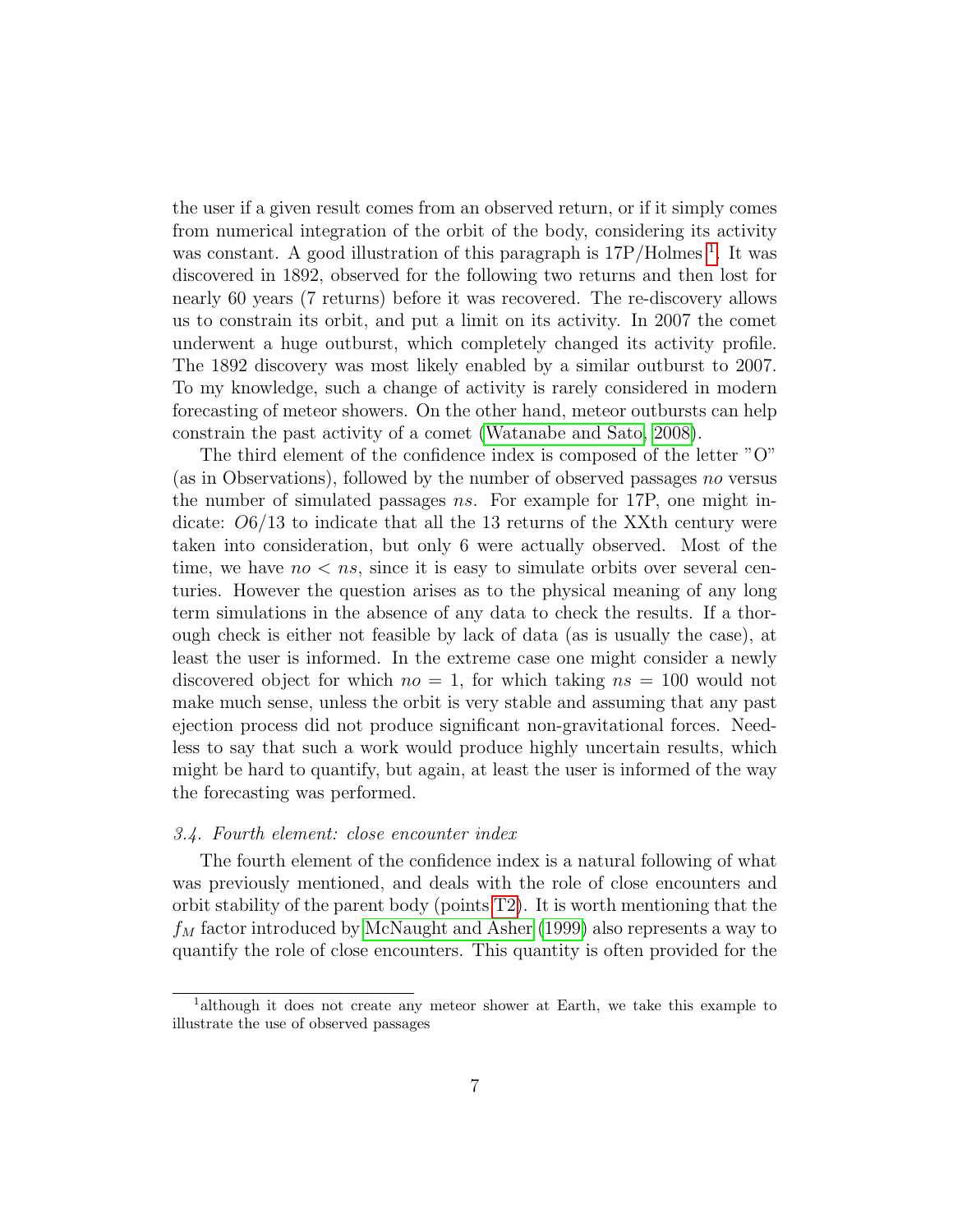the user if a given result comes from an observed return, or if it simply comes from numerical integration of the orbit of the body, considering its activity was constant. A good illustration of this paragraph is 17P/Holmes [1]. It was discovered in 1892, observed for the following two returns and then lost for nearly 60 years (7 returns) before it was recovered. The re-discovery allows us to constrain its orbit, and put a limit on its activity. In 2007 the comet underwent a huge outburst, which completely changed its activity profile. The 1892 discovery was most likely enabled by a similar outburst to 2007. To my knowledge, such a change of activity is rarely considered in modern forecasting of meteor showers. On the other hand, meteor outbursts can help constrain the past activity of a comet (Watanabe and Sato, 2008).

The third element of the confidence index is composed of the letter "O" (as in Observations), followed by the number of observed passages $no$ versus the number of simulated passages $ns$. For example for 17P, one might indicate: $O6/13$ to indicate that all the 13 returns of the XXth century were taken into consideration, but only 6 were actually observed. Most of the time, we have $no < ns$, since it is easy to simulate orbits over several centuries. However the question arises as to the physical meaning of any long term simulations in the absence of any data to check the results. If a thorough check is either not feasible by lack of data (as is usually the case), at least the user is informed. In the extreme case one might consider a newly discovered object for which $no = 1$, for which taking $ns = 100$ would not make much sense, unless the orbit is very stable and assuming that any past ejection process did not produce significant non-gravitational forces. Needless to say that such a work would produce highly uncertain results, which might be hard to quantify, but again, at least the user is informed of the way the forecasting was performed.

### *3.4. Fourth element: close encounter index*

The fourth element of the confidence index is a natural following of what was previously mentioned, and deals with the role of close encounters and orbit stability of the parent body (points T2). It is worth mentioning that the $f_M$ factor introduced by McNaught and Asher (1999) also represents a way to quantify the role of close encounters. This quantity is often provided for the

---

[1] although it does not create any meteor shower at Earth, we take this example to illustrate the use of observed passages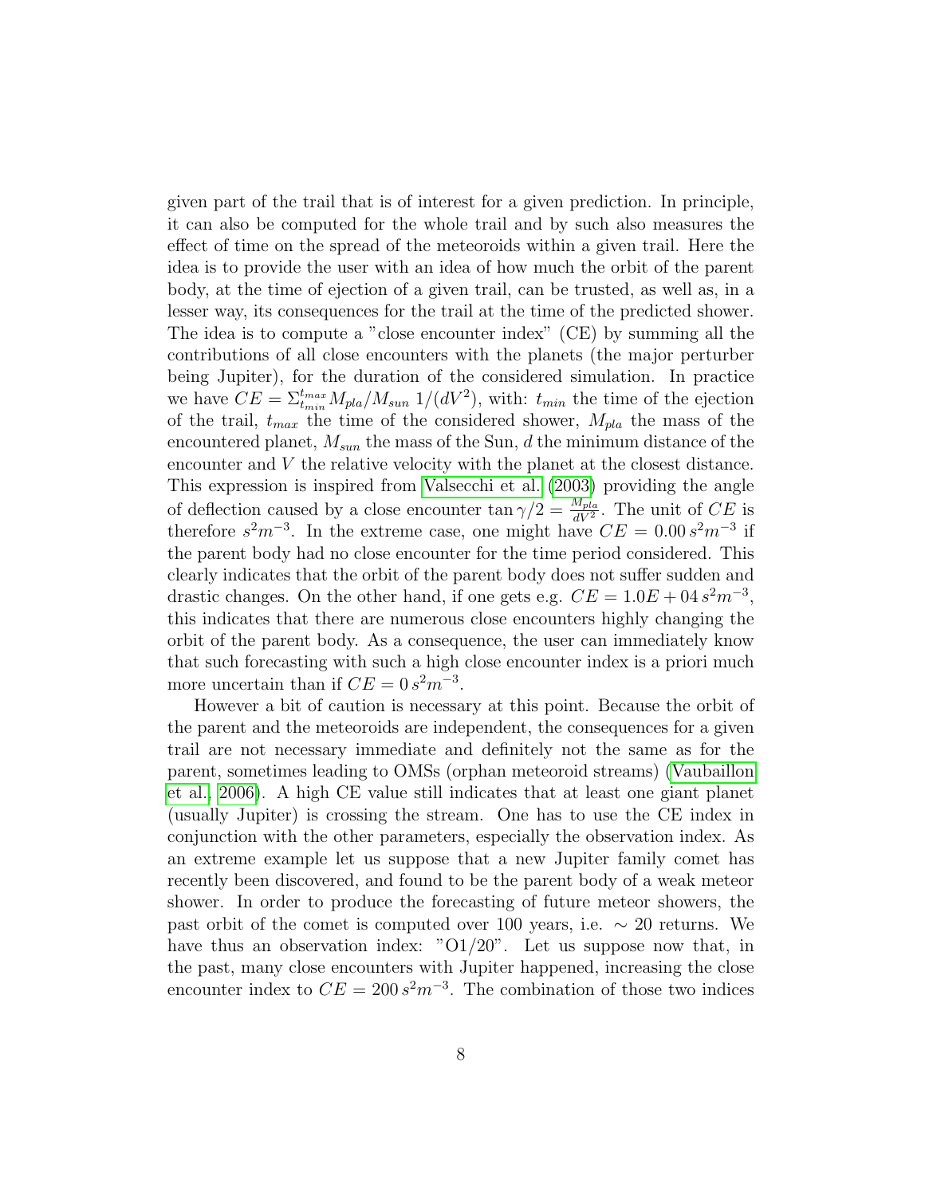given part of the trail that is of interest for a given prediction. In principle, it can also be computed for the whole trail and by such also measures the effect of time on the spread of the meteoroids within a given trail. Here the idea is to provide the user with an idea of how much the orbit of the parent body, at the time of ejection of a given trail, can be trusted, as well as, in a lesser way, its consequences for the trail at the time of the predicted shower. The idea is to compute a "close encounter index" (CE) by summing all the contributions of all close encounters with the planets (the major perturber being Jupiter), for the duration of the considered simulation. In practice we have $CE = \Sigma_{t_{min}}^{t_{max}} M_{pla}/M_{sun}\ 1/(dV^2)$, with: $t_{min}$ the time of the ejection of the trail, $t_{max}$ the time of the considered shower, $M_{pla}$ the mass of the encountered planet, $M_{sun}$ the mass of the Sun, $d$ the minimum distance of the encounter and $V$ the relative velocity with the planet at the closest distance. This expression is inspired from Valsecchi et al. (2003) providing the angle of deflection caused by a close encounter $\tan\gamma/2 = \frac{M_{pla}}{dV^2}$. The unit of $CE$ is therefore $s^2m^{-3}$. In the extreme case, one might have $CE = 0.00\,s^2m^{-3}$ if the parent body had no close encounter for the time period considered. This clearly indicates that the orbit of the parent body does not suffer sudden and drastic changes. On the other hand, if one gets e.g. $CE = 1.0E+04\,s^2m^{-3}$, this indicates that there are numerous close encounters highly changing the orbit of the parent body. As a consequence, the user can immediately know that such forecasting with such a high close encounter index is a priori much more uncertain than if $CE = 0\,s^2m^{-3}$.

However a bit of caution is necessary at this point. Because the orbit of the parent and the meteoroids are independent, the consequences for a given trail are not necessary immediate and definitely not the same as for the parent, sometimes leading to OMSs (orphan meteoroid streams) (Vaubaillon et al., 2006). A high CE value still indicates that at least one giant planet (usually Jupiter) is crossing the stream. One has to use the CE index in conjunction with the other parameters, especially the observation index. As an extreme example let us suppose that a new Jupiter family comet has recently been discovered, and found to be the parent body of a weak meteor shower. In order to produce the forecasting of future meteor showers, the past orbit of the comet is computed over 100 years, i.e. $\sim 20$ returns. We have thus an observation index: "O1/20". Let us suppose now that, in the past, many close encounters with Jupiter happened, increasing the close encounter index to $CE = 200\,s^2m^{-3}$. The combination of those two indices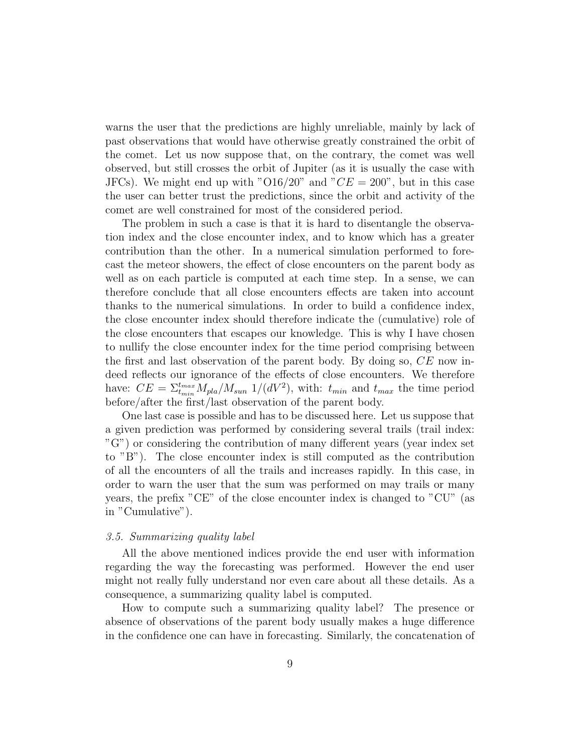warns the user that the predictions are highly unreliable, mainly by lack of past observations that would have otherwise greatly constrained the orbit of the comet. Let us now suppose that, on the contrary, the comet was well observed, but still crosses the orbit of Jupiter (as it is usually the case with JFCs). We might end up with "O16/20" and "$CE = 200$", but in this case the user can better trust the predictions, since the orbit and activity of the comet are well constrained for most of the considered period.

The problem in such a case is that it is hard to disentangle the observation index and the close encounter index, and to know which has a greater contribution than the other. In a numerical simulation performed to forecast the meteor showers, the effect of close encounters on the parent body as well as on each particle is computed at each time step. In a sense, we can therefore conclude that all close encounters effects are taken into account thanks to the numerical simulations. In order to build a confidence index, the close encounter index should therefore indicate the (cumulative) role of the close encounters that escapes our knowledge. This is why I have chosen to nullify the close encounter index for the time period comprising between the first and last observation of the parent body. By doing so, $CE$ now indeed reflects our ignorance of the effects of close encounters. We therefore have: $CE = \Sigma_{t_{min}}^{t_{max}} M_{pla}/M_{sun}\ 1/(dV^2)$, with: $t_{min}$ and $t_{max}$ the time period before/after the first/last observation of the parent body.

One last case is possible and has to be discussed here. Let us suppose that a given prediction was performed by considering several trails (trail index: "G") or considering the contribution of many different years (year index set to "B"). The close encounter index is still computed as the contribution of all the encounters of all the trails and increases rapidly. In this case, in order to warn the user that the sum was performed on may trails or many years, the prefix "CE" of the close encounter index is changed to "CU" (as in "Cumulative").

### *3.5. Summarizing quality label*

All the above mentioned indices provide the end user with information regarding the way the forecasting was performed. However the end user might not really fully understand nor even care about all these details. As a consequence, a summarizing quality label is computed.

How to compute such a summarizing quality label? The presence or absence of observations of the parent body usually makes a huge difference in the confidence one can have in forecasting. Similarly, the concatenation of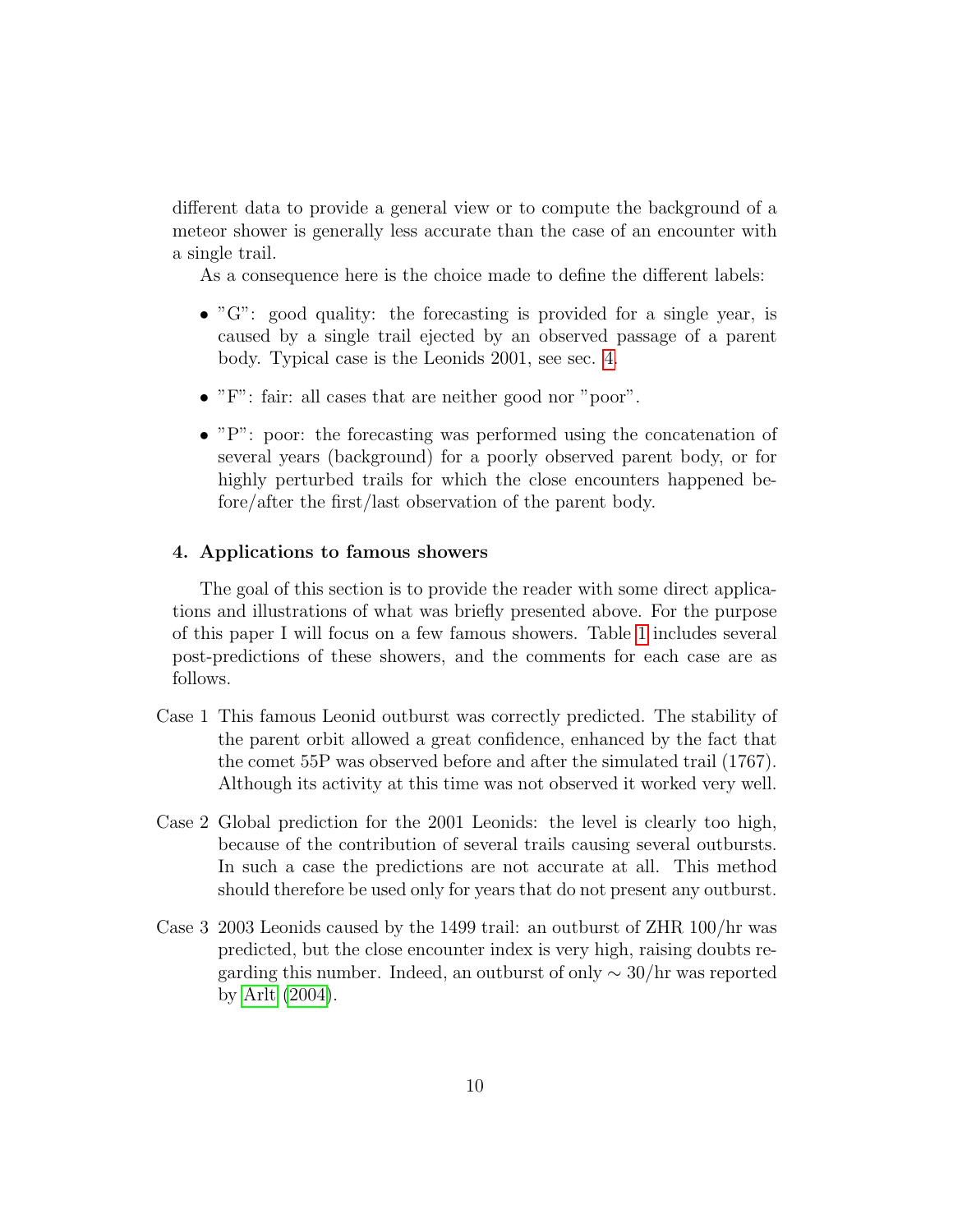different data to provide a general view or to compute the background of a meteor shower is generally less accurate than the case of an encounter with a single trail.

As a consequence here is the choice made to define the different labels:

- "G": good quality: the forecasting is provided for a single year, is caused by a single trail ejected by an observed passage of a parent body. Typical case is the Leonids 2001, see sec. 4.
- "F": fair: all cases that are neither good nor "poor".
- "P": poor: the forecasting was performed using the concatenation of several years (background) for a poorly observed parent body, or for highly perturbed trails for which the close encounters happened before/after the first/last observation of the parent body.

## 4. Applications to famous showers

The goal of this section is to provide the reader with some direct applications and illustrations of what was briefly presented above. For the purpose of this paper I will focus on a few famous showers. Table 1 includes several post-predictions of these showers, and the comments for each case are as follows.

Case 1 This famous Leonid outburst was correctly predicted. The stability of the parent orbit allowed a great confidence, enhanced by the fact that the comet 55P was observed before and after the simulated trail (1767). Although its activity at this time was not observed it worked very well.

Case 2 Global prediction for the 2001 Leonids: the level is clearly too high, because of the contribution of several trails causing several outbursts. In such a case the predictions are not accurate at all. This method should therefore be used only for years that do not present any outburst.

Case 3 2003 Leonids caused by the 1499 trail: an outburst of ZHR 100/hr was predicted, but the close encounter index is very high, raising doubts regarding this number. Indeed, an outburst of only $\sim 30$/hr was reported by Arlt (2004).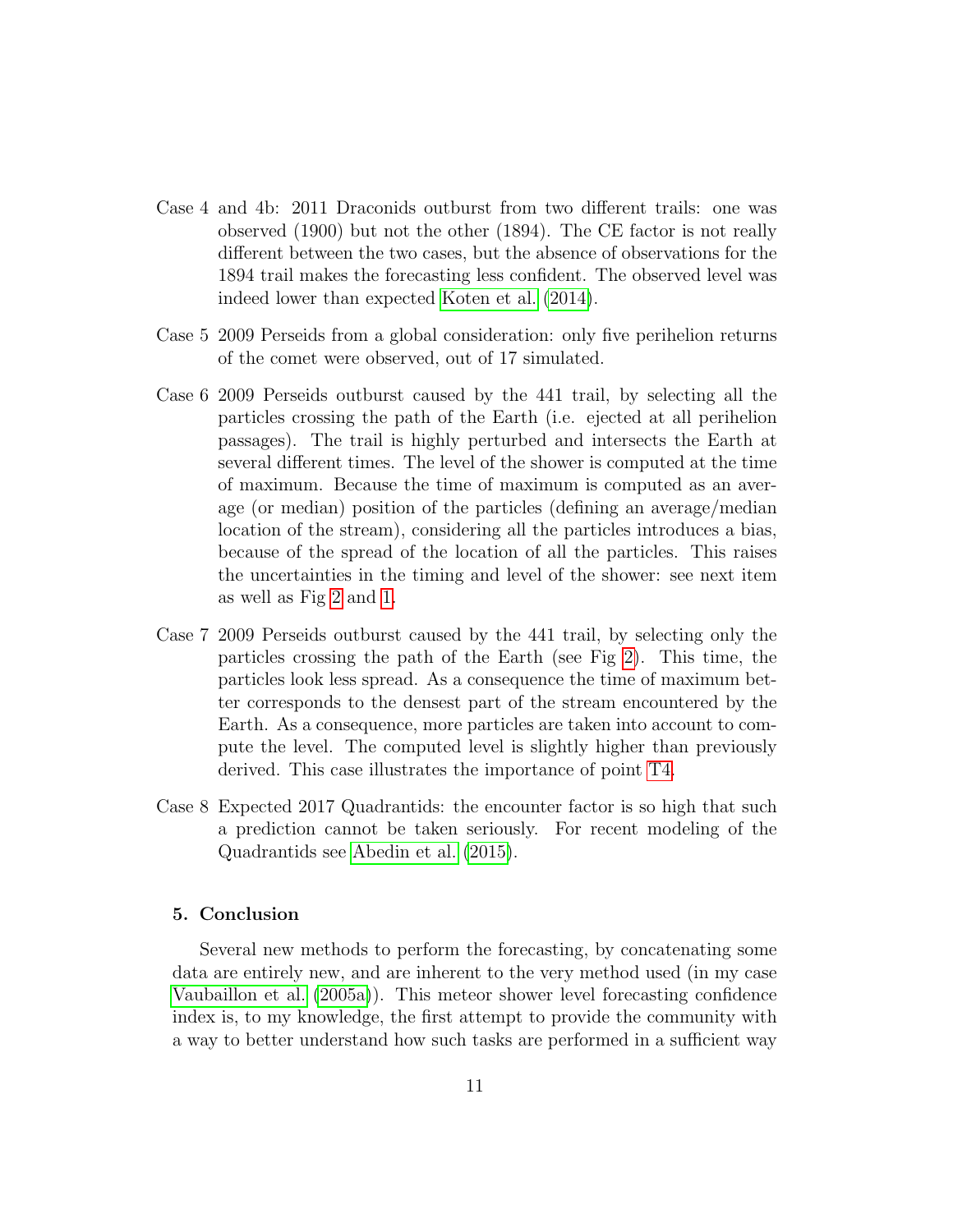Case 4 and 4b: 2011 Draconids outburst from two different trails: one was observed (1900) but not the other (1894). The CE factor is not really different between the two cases, but the absence of observations for the 1894 trail makes the forecasting less confident. The observed level was indeed lower than expected Koten et al. (2014).

Case 5 2009 Perseids from a global consideration: only five perihelion returns of the comet were observed, out of 17 simulated.

Case 6 2009 Perseids outburst caused by the 441 trail, by selecting all the particles crossing the path of the Earth (i.e. ejected at all perihelion passages). The trail is highly perturbed and intersects the Earth at several different times. The level of the shower is computed at the time of maximum. Because the time of maximum is computed as an average (or median) position of the particles (defining an average/median location of the stream), considering all the particles introduces a bias, because of the spread of the location of all the particles. This raises the uncertainties in the timing and level of the shower: see next item as well as Fig 2 and 1.

Case 7 2009 Perseids outburst caused by the 441 trail, by selecting only the particles crossing the path of the Earth (see Fig 2). This time, the particles look less spread. As a consequence the time of maximum better corresponds to the densest part of the stream encountered by the Earth. As a consequence, more particles are taken into account to compute the level. The computed level is slightly higher than previously derived. This case illustrates the importance of point T4.

Case 8 Expected 2017 Quadrantids: the encounter factor is so high that such a prediction cannot be taken seriously. For recent modeling of the Quadrantids see Abedin et al. (2015).

## 5. Conclusion

Several new methods to perform the forecasting, by concatenating some data are entirely new, and are inherent to the very method used (in my case Vaubaillon et al. (2005a)). This meteor shower level forecasting confidence index is, to my knowledge, the first attempt to provide the community with a way to better understand how such tasks are performed in a sufficient way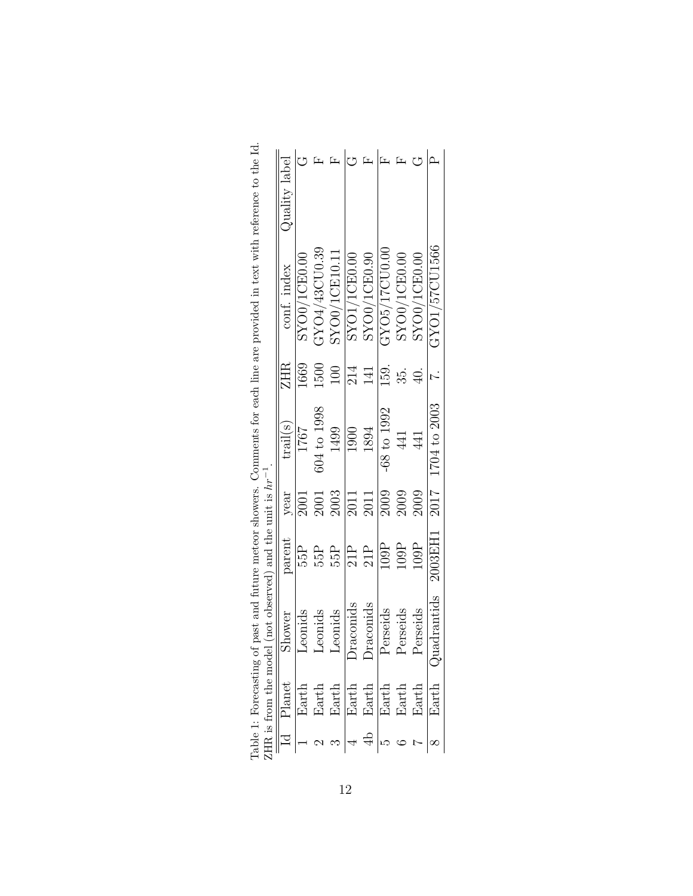Table 1: Forecasting of past and future meteor showers. Comments for each line are provided in text with reference to the Id. ZHR is from the model (not observed) and the unit is $hr^{-1}$.

| Id | Planet | Shower | parent | year | trail(s) | ZHR | conf. index | Quality label |
|---|---|---|---|---|---|---|---|---|
| 1 | Earth | Leonids | 55P | 2001 | 1767 | 1669 | SYO0/1CE0.00 | G |
| 2 | Earth | Leonids | 55P | 2001 | 604 to 1998 | 1500 | GYO4/43CU0.39 | F |
| 3 | Earth | Leonids | 55P | 2003 | 1499 | 100 | SYO0/1CE10.11 | F |
| 4 | Earth | Draconids | 21P | 2011 | 1900 | 214 | SYO1/1CE0.00 | G |
| 4b | Earth | Draconids | 21P | 2011 | 1894 | 141 | SYO0/1CE0.90 | F |
| 5 | Earth | Perseids | 109P | 2009 | -68 to 1992 | 159. | GYO5/17CU0.00 | F |
| 6 | Earth | Perseids | 109P | 2009 | 441 | 35. | SYO0/1CE0.00 | F |
| 7 | Earth | Perseids | 109P | 2009 | 441 | 40. | SYO0/1CE0.00 | G |
| 8 | Earth | Quadrantids | 2003EH1 | 2017 | 1704 to 2003 | 7. | GYO1/57CU1566 | P |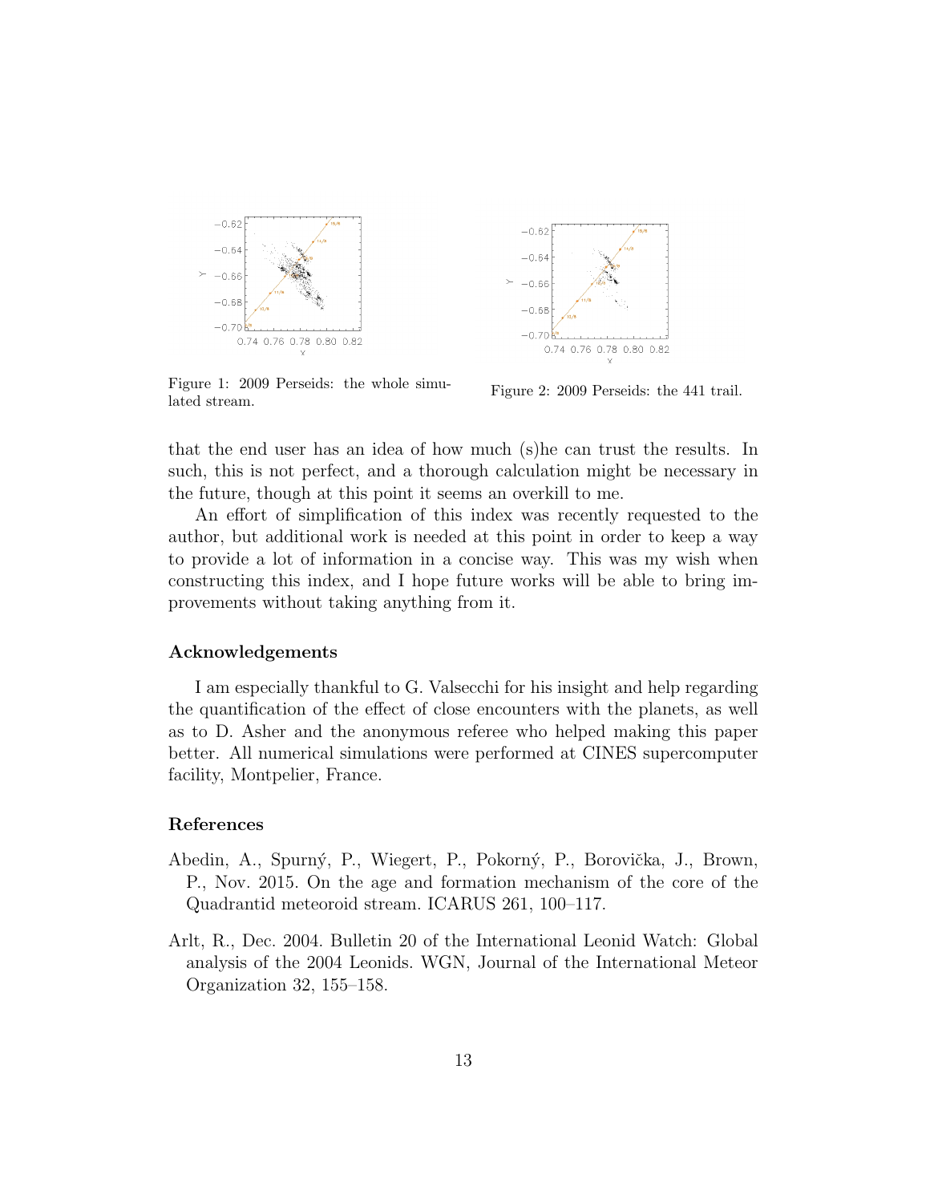Figure 1: 2009 Perseids: the whole simulated stream.

Figure 2: 2009 Perseids: the 441 trail.

that the end user has an idea of how much (s)he can trust the results. In such, this is not perfect, and a thorough calculation might be necessary in the future, though at this point it seems an overkill to me.

An effort of simplification of this index was recently requested to the author, but additional work is needed at this point in order to keep a way to provide a lot of information in a concise way. This was my wish when constructing this index, and I hope future works will be able to bring improvements without taking anything from it.

## Acknowledgements

I am especially thankful to G. Valsecchi for his insight and help regarding the quantification of the effect of close encounters with the planets, as well as to D. Asher and the anonymous referee who helped making this paper better. All numerical simulations were performed at CINES supercomputer facility, Montpelier, France.

## References

Abedin, A., Spurný, P., Wiegert, P., Pokorný, P., Borovička, J., Brown, P., Nov. 2015. On the age and formation mechanism of the core of the Quadrantid meteoroid stream. ICARUS 261, 100–117.

Arlt, R., Dec. 2004. Bulletin 20 of the International Leonid Watch: Global analysis of the 2004 Leonids. WGN, Journal of the International Meteor Organization 32, 155–158.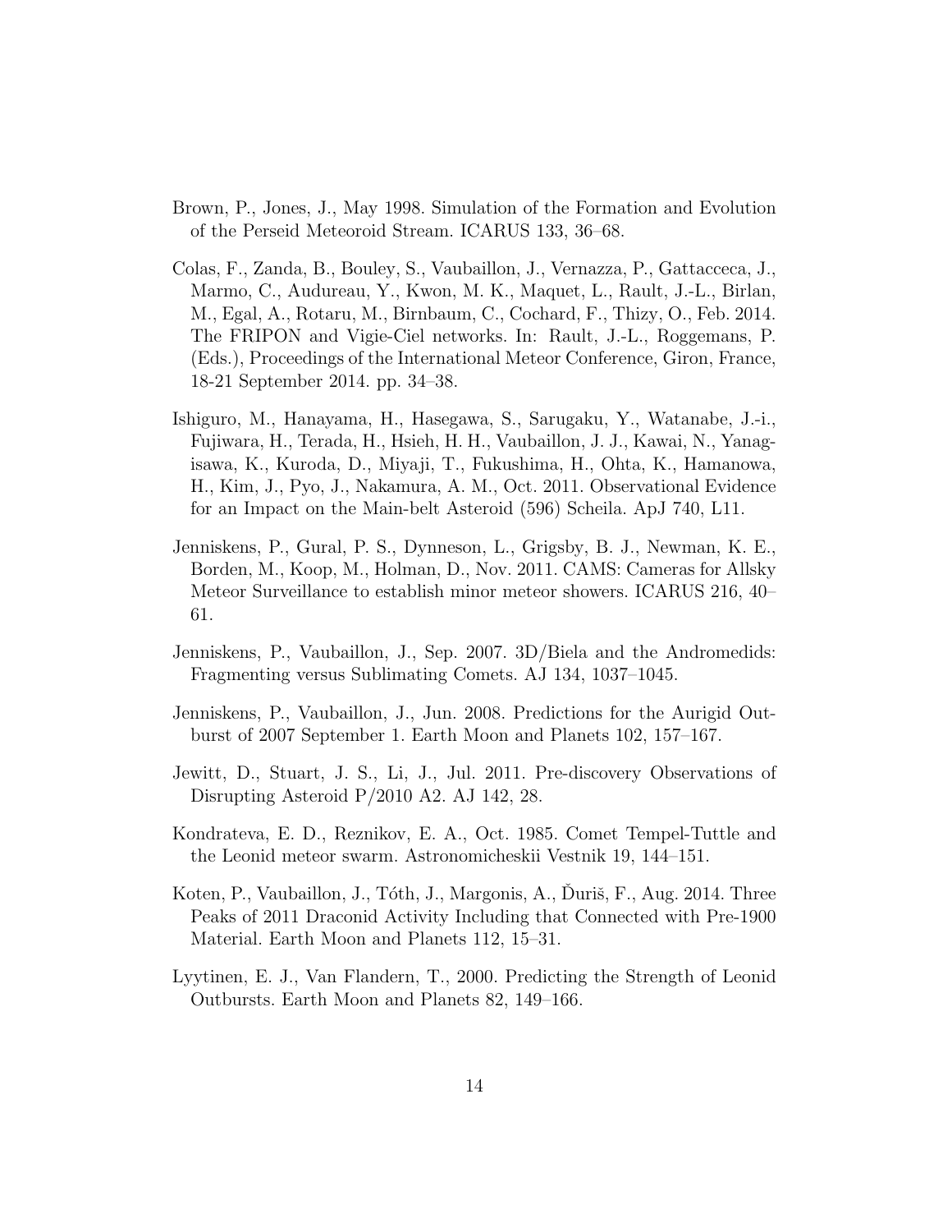Brown, P., Jones, J., May 1998. Simulation of the Formation and Evolution of the Perseid Meteoroid Stream. ICARUS 133, 36–68.

Colas, F., Zanda, B., Bouley, S., Vaubaillon, J., Vernazza, P., Gattacceca, J., Marmo, C., Audureau, Y., Kwon, M. K., Maquet, L., Rault, J.-L., Birlan, M., Egal, A., Rotaru, M., Birnbaum, C., Cochard, F., Thizy, O., Feb. 2014. The FRIPON and Vigie-Ciel networks. In: Rault, J.-L., Roggemans, P. (Eds.), Proceedings of the International Meteor Conference, Giron, France, 18-21 September 2014. pp. 34–38.

Ishiguro, M., Hanayama, H., Hasegawa, S., Sarugaku, Y., Watanabe, J.-i., Fujiwara, H., Terada, H., Hsieh, H. H., Vaubaillon, J. J., Kawai, N., Yanagisawa, K., Kuroda, D., Miyaji, T., Fukushima, H., Ohta, K., Hamanowa, H., Kim, J., Pyo, J., Nakamura, A. M., Oct. 2011. Observational Evidence for an Impact on the Main-belt Asteroid (596) Scheila. ApJ 740, L11.

Jenniskens, P., Gural, P. S., Dynneson, L., Grigsby, B. J., Newman, K. E., Borden, M., Koop, M., Holman, D., Nov. 2011. CAMS: Cameras for Allsky Meteor Surveillance to establish minor meteor showers. ICARUS 216, 40–61.

Jenniskens, P., Vaubaillon, J., Sep. 2007. 3D/Biela and the Andromedids: Fragmenting versus Sublimating Comets. AJ 134, 1037–1045.

Jenniskens, P., Vaubaillon, J., Jun. 2008. Predictions for the Aurigid Outburst of 2007 September 1. Earth Moon and Planets 102, 157–167.

Jewitt, D., Stuart, J. S., Li, J., Jul. 2011. Pre-discovery Observations of Disrupting Asteroid P/2010 A2. AJ 142, 28.

Kondrateva, E. D., Reznikov, E. A., Oct. 1985. Comet Tempel-Tuttle and the Leonid meteor swarm. Astronomicheskii Vestnik 19, 144–151.

Koten, P., Vaubaillon, J., Tóth, J., Margonis, A., Ďuriš, F., Aug. 2014. Three Peaks of 2011 Draconid Activity Including that Connected with Pre-1900 Material. Earth Moon and Planets 112, 15–31.

Lyytinen, E. J., Van Flandern, T., 2000. Predicting the Strength of Leonid Outbursts. Earth Moon and Planets 82, 149–166.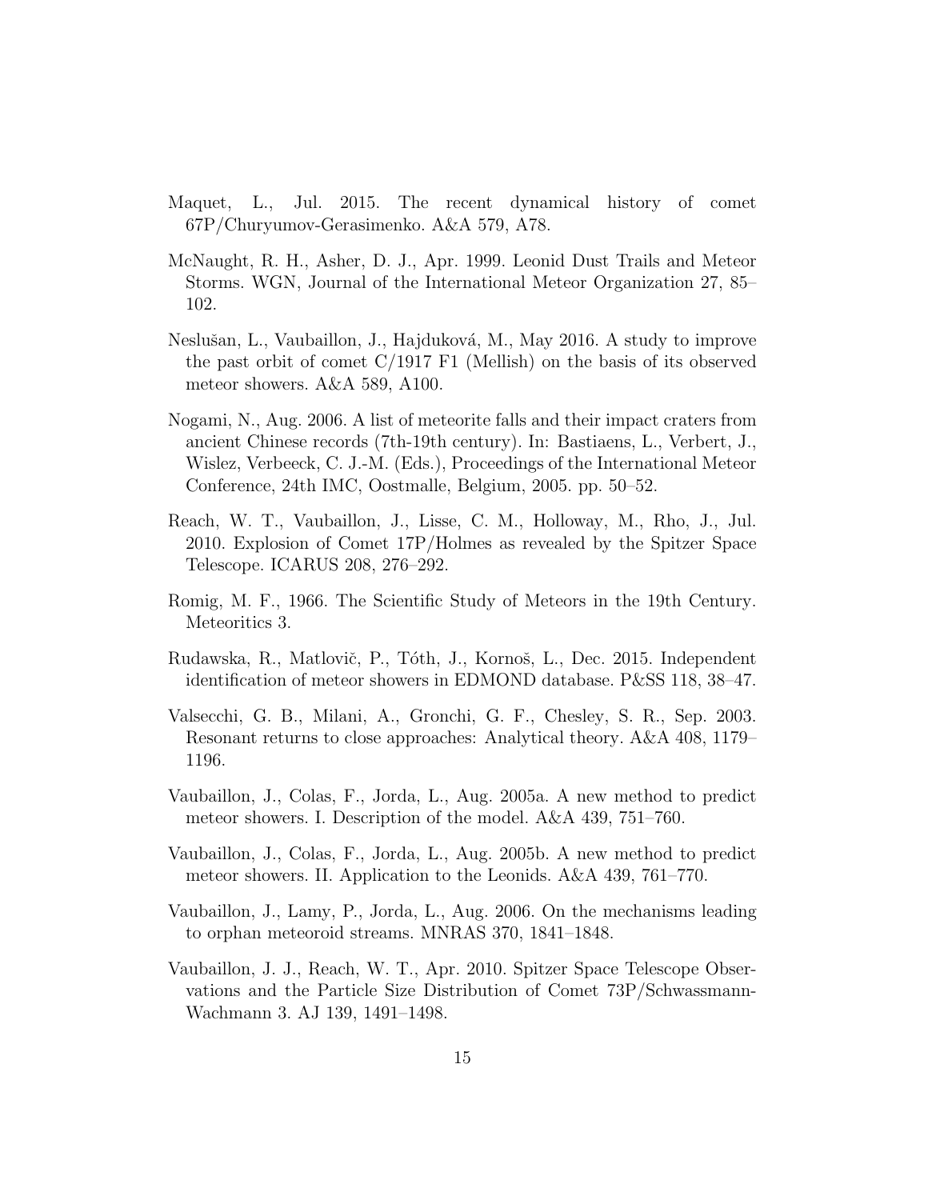Maquet, L., Jul. 2015. The recent dynamical history of comet 67P/Churyumov-Gerasimenko. A&A 579, A78.

McNaught, R. H., Asher, D. J., Apr. 1999. Leonid Dust Trails and Meteor Storms. WGN, Journal of the International Meteor Organization 27, 85–102.

Neslušan, L., Vaubaillon, J., Hajduková, M., May 2016. A study to improve the past orbit of comet C/1917 F1 (Mellish) on the basis of its observed meteor showers. A&A 589, A100.

Nogami, N., Aug. 2006. A list of meteorite falls and their impact craters from ancient Chinese records (7th-19th century). In: Bastiaens, L., Verbert, J., Wislez, Verbeeck, C. J.-M. (Eds.), Proceedings of the International Meteor Conference, 24th IMC, Oostmalle, Belgium, 2005. pp. 50–52.

Reach, W. T., Vaubaillon, J., Lisse, C. M., Holloway, M., Rho, J., Jul. 2010. Explosion of Comet 17P/Holmes as revealed by the Spitzer Space Telescope. ICARUS 208, 276–292.

Romig, M. F., 1966. The Scientific Study of Meteors in the 19th Century. Meteoritics 3.

Rudawska, R., Matlovič, P., Tóth, J., Kornoš, L., Dec. 2015. Independent identification of meteor showers in EDMOND database. P&SS 118, 38–47.

Valsecchi, G. B., Milani, A., Gronchi, G. F., Chesley, S. R., Sep. 2003. Resonant returns to close approaches: Analytical theory. A&A 408, 1179–1196.

Vaubaillon, J., Colas, F., Jorda, L., Aug. 2005a. A new method to predict meteor showers. I. Description of the model. A&A 439, 751–760.

Vaubaillon, J., Colas, F., Jorda, L., Aug. 2005b. A new method to predict meteor showers. II. Application to the Leonids. A&A 439, 761–770.

Vaubaillon, J., Lamy, P., Jorda, L., Aug. 2006. On the mechanisms leading to orphan meteoroid streams. MNRAS 370, 1841–1848.

Vaubaillon, J. J., Reach, W. T., Apr. 2010. Spitzer Space Telescope Observations and the Particle Size Distribution of Comet 73P/Schwassmann-Wachmann 3. AJ 139, 1491–1498.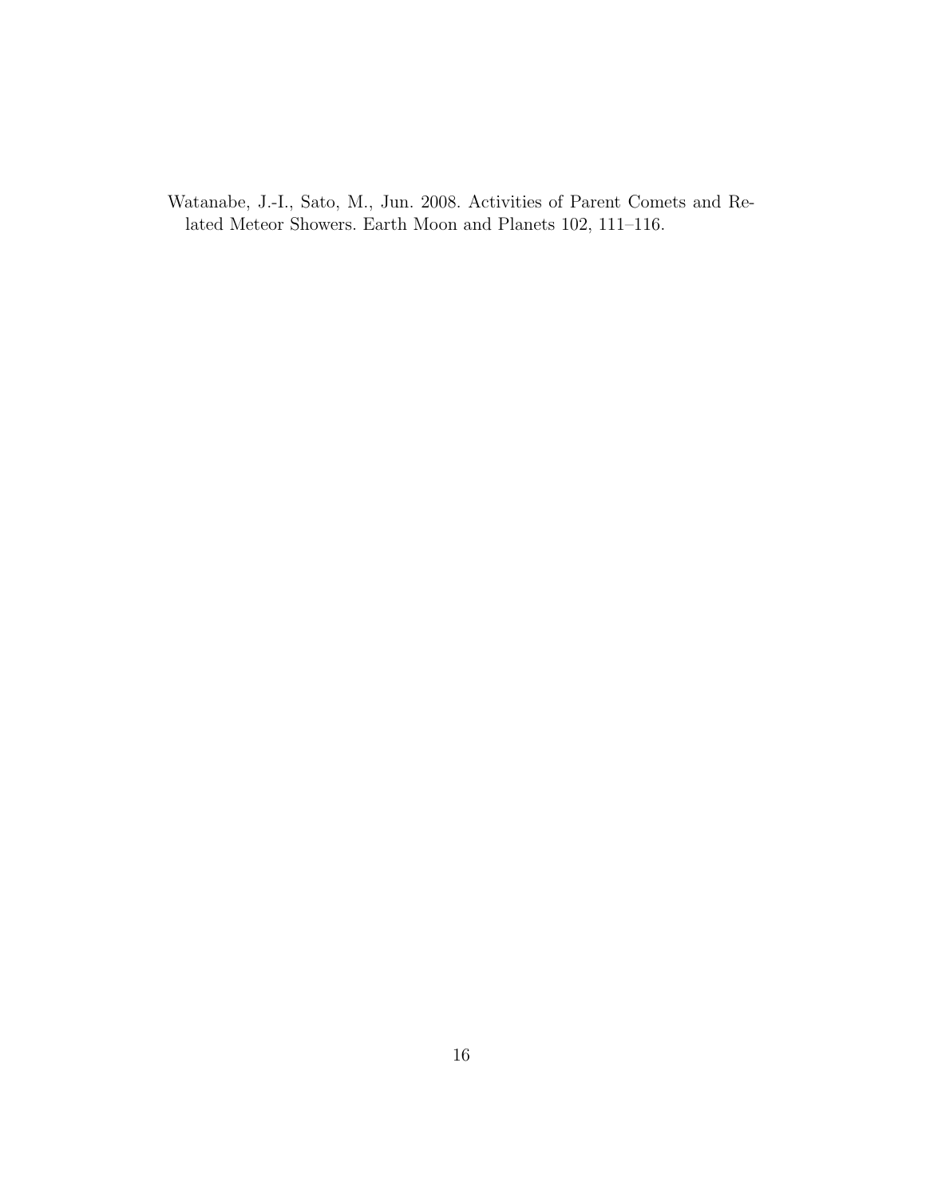Watanabe, J.-I., Sato, M., Jun. 2008. Activities of Parent Comets and Related Meteor Showers. Earth Moon and Planets 102, 111–116.